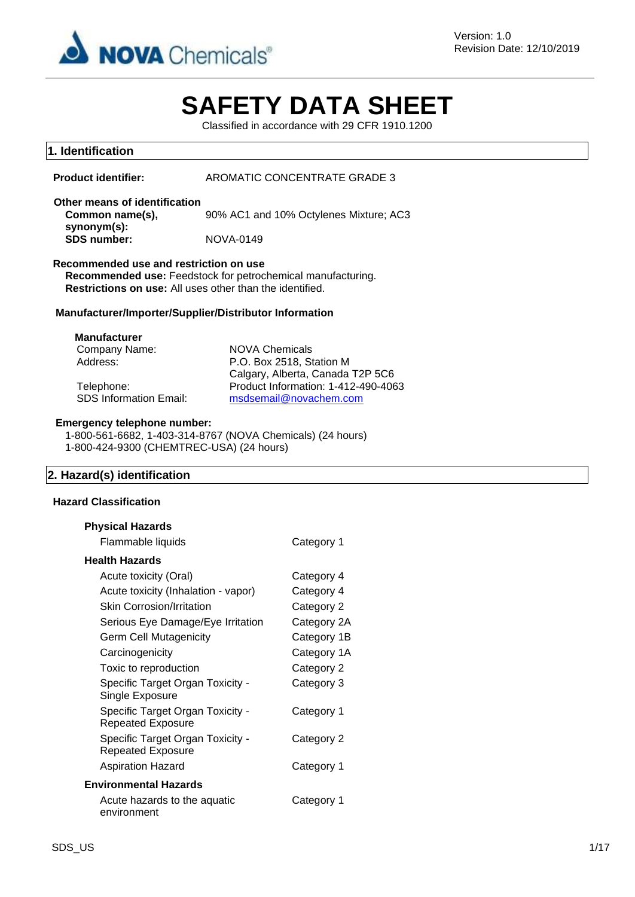NOVA Chemicals

Version: 1.0
Revision Date: 12/10/2019

# SAFETY DATA SHEET

Classified in accordance with 29 CFR 1910.1200

## 1. Identification

**Product identifier:** AROMATIC CONCENTRATE GRADE 3

**Other means of identification**

**Common name(s), synonym(s):** 90% AC1 and 10% Octylenes Mixture; AC3

**SDS number:** NOVA-0149

**Recommended use and restriction on use**

**Recommended use:** Feedstock for petrochemical manufacturing.
**Restrictions on use:** All uses other than the identified.

**Manufacturer/Importer/Supplier/Distributor Information**

**Manufacturer**

| | |
|---|---|
| Company Name: | NOVA Chemicals |
| Address: | P.O. Box 2518, Station M<br>Calgary, Alberta, Canada T2P 5C6 |
| Telephone: | Product Information: 1-412-490-4063 |
| SDS Information Email: | msdsemail@novachem.com |

**Emergency telephone number:**
1-800-561-6682, 1-403-314-8767 (NOVA Chemicals) (24 hours)
1-800-424-9300 (CHEMTREC-USA) (24 hours)

## 2. Hazard(s) identification

**Hazard Classification**

**Physical Hazards**

| | |
|---|---|
| Flammable liquids | Category 1 |

**Health Hazards**

| | |
|---|---|
| Acute toxicity (Oral) | Category 4 |
| Acute toxicity (Inhalation - vapor) | Category 4 |
| Skin Corrosion/Irritation | Category 2 |
| Serious Eye Damage/Eye Irritation | Category 2A |
| Germ Cell Mutagenicity | Category 1B |
| Carcinogenicity | Category 1A |
| Toxic to reproduction | Category 2 |
| Specific Target Organ Toxicity - Single Exposure | Category 3 |
| Specific Target Organ Toxicity - Repeated Exposure | Category 1 |
| Specific Target Organ Toxicity - Repeated Exposure | Category 2 |
| Aspiration Hazard | Category 1 |

**Environmental Hazards**

| | |
|---|---|
| Acute hazards to the aquatic environment | Category 1 |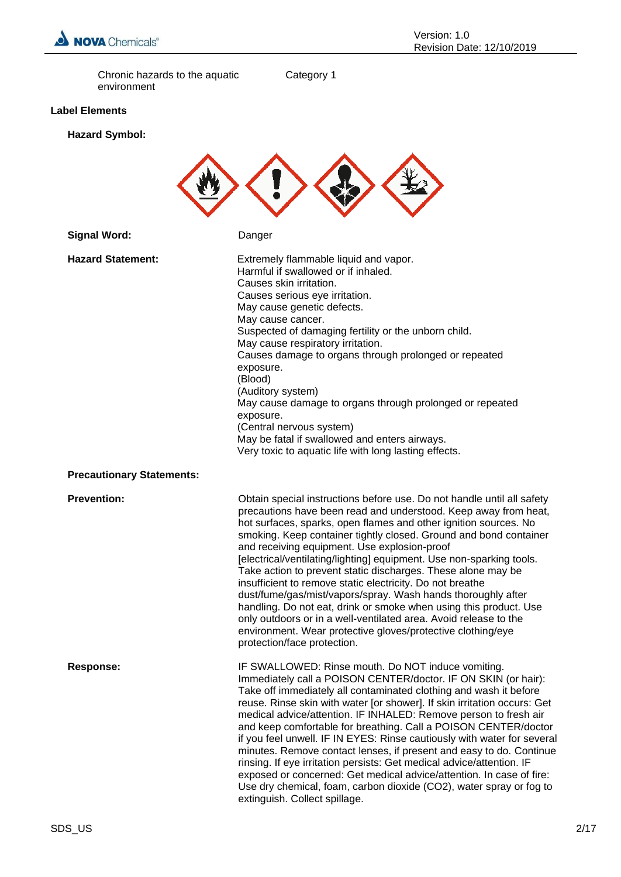Chronic hazards to the aquatic environment | Category 1

**Label Elements**

**Hazard Symbol:**

**Signal Word:** Danger

**Hazard Statement:**

Extremely flammable liquid and vapor.
Harmful if swallowed or if inhaled.
Causes skin irritation.
Causes serious eye irritation.
May cause genetic defects.
May cause cancer.
Suspected of damaging fertility or the unborn child.
May cause respiratory irritation.
Causes damage to organs through prolonged or repeated exposure.
(Blood)
(Auditory system)
May cause damage to organs through prolonged or repeated exposure.
(Central nervous system)
May be fatal if swallowed and enters airways.
Very toxic to aquatic life with long lasting effects.

**Precautionary Statements:**

**Prevention:**

Obtain special instructions before use. Do not handle until all safety precautions have been read and understood. Keep away from heat, hot surfaces, sparks, open flames and other ignition sources. No smoking. Keep container tightly closed. Ground and bond container and receiving equipment. Use explosion-proof [electrical/ventilating/lighting] equipment. Use non-sparking tools. Take action to prevent static discharges. These alone may be insufficient to remove static electricity. Do not breathe dust/fume/gas/mist/vapors/spray. Wash hands thoroughly after handling. Do not eat, drink or smoke when using this product. Use only outdoors or in a well-ventilated area. Avoid release to the environment. Wear protective gloves/protective clothing/eye protection/face protection.

**Response:**

IF SWALLOWED: Rinse mouth. Do NOT induce vomiting. Immediately call a POISON CENTER/doctor. IF ON SKIN (or hair): Take off immediately all contaminated clothing and wash it before reuse. Rinse skin with water [or shower]. If skin irritation occurs: Get medical advice/attention. IF INHALED: Remove person to fresh air and keep comfortable for breathing. Call a POISON CENTER/doctor if you feel unwell. IF IN EYES: Rinse cautiously with water for several minutes. Remove contact lenses, if present and easy to do. Continue rinsing. If eye irritation persists: Get medical advice/attention. IF exposed or concerned: Get medical advice/attention. In case of fire: Use dry chemical, foam, carbon dioxide ($CO_2$), water spray or fog to extinguish. Collect spillage.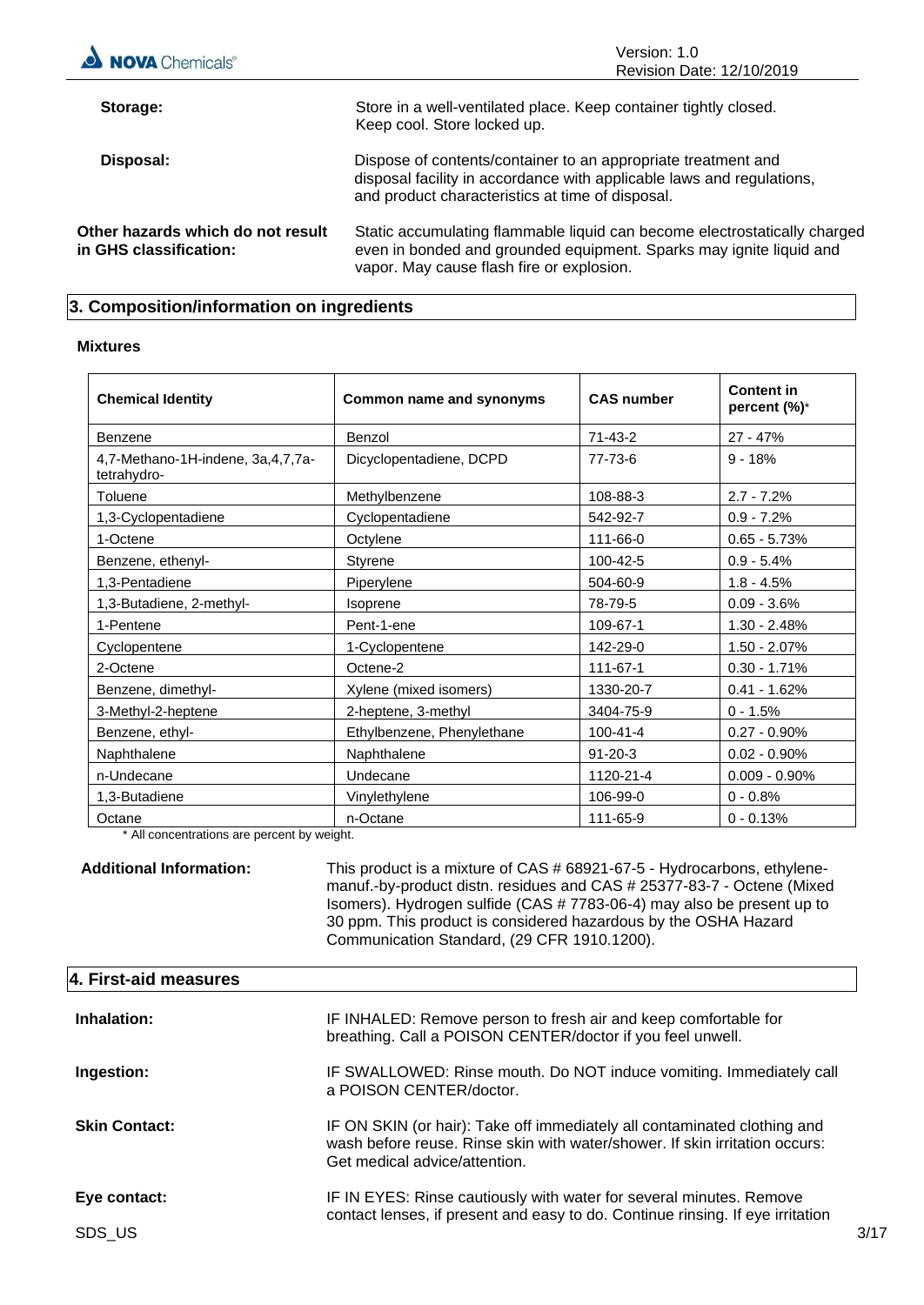**Storage:** Store in a well-ventilated place. Keep container tightly closed. Keep cool. Store locked up.

**Disposal:** Dispose of contents/container to an appropriate treatment and disposal facility in accordance with applicable laws and regulations, and product characteristics at time of disposal.

**Other hazards which do not result in GHS classification:** Static accumulating flammable liquid can become electrostatically charged even in bonded and grounded equipment. Sparks may ignite liquid and vapor. May cause flash fire or explosion.

## 3. Composition/information on ingredients

**Mixtures**

| Chemical Identity | Common name and synonyms | CAS number | Content in percent (%)* |
|---|---|---|---|
| Benzene | Benzol | 71-43-2 | 27 - 47% |
| 4,7-Methano-1H-indene, 3a,4,7,7a-tetrahydro- | Dicyclopentadiene, DCPD | 77-73-6 | 9 - 18% |
| Toluene | Methylbenzene | 108-88-3 | 2.7 - 7.2% |
| 1,3-Cyclopentadiene | Cyclopentadiene | 542-92-7 | 0.9 - 7.2% |
| 1-Octene | Octylene | 111-66-0 | 0.65 - 5.73% |
| Benzene, ethenyl- | Styrene | 100-42-5 | 0.9 - 5.4% |
| 1,3-Pentadiene | Piperylene | 504-60-9 | 1.8 - 4.5% |
| 1,3-Butadiene, 2-methyl- | Isoprene | 78-79-5 | 0.09 - 3.6% |
| 1-Pentene | Pent-1-ene | 109-67-1 | 1.30 - 2.48% |
| Cyclopentene | 1-Cyclopentene | 142-29-0 | 1.50 - 2.07% |
| 2-Octene | Octene-2 | 111-67-1 | 0.30 - 1.71% |
| Benzene, dimethyl- | Xylene (mixed isomers) | 1330-20-7 | 0.41 - 1.62% |
| 3-Methyl-2-heptene | 2-heptene, 3-methyl | 3404-75-9 | 0 - 1.5% |
| Benzene, ethyl- | Ethylbenzene, Phenylethane | 100-41-4 | 0.27 - 0.90% |
| Naphthalene | Naphthalene | 91-20-3 | 0.02 - 0.90% |
| n-Undecane | Undecane | 1120-21-4 | 0.009 - 0.90% |
| 1,3-Butadiene | Vinylethylene | 106-99-0 | 0 - 0.8% |
| Octane | n-Octane | 111-65-9 | 0 - 0.13% |

* All concentrations are percent by weight.

**Additional Information:** This product is a mixture of CAS # 68921-67-5 - Hydrocarbons, ethylene-manuf.-by-product distn. residues and CAS # 25377-83-7 - Octene (Mixed Isomers). Hydrogen sulfide (CAS # 7783-06-4) may also be present up to 30 ppm. This product is considered hazardous by the OSHA Hazard Communication Standard, (29 CFR 1910.1200).

## 4. First-aid measures

**Inhalation:** IF INHALED: Remove person to fresh air and keep comfortable for breathing. Call a POISON CENTER/doctor if you feel unwell.

**Ingestion:** IF SWALLOWED: Rinse mouth. Do NOT induce vomiting. Immediately call a POISON CENTER/doctor.

**Skin Contact:** IF ON SKIN (or hair): Take off immediately all contaminated clothing and wash before reuse. Rinse skin with water/shower. If skin irritation occurs: Get medical advice/attention.

**Eye contact:** IF IN EYES: Rinse cautiously with water for several minutes. Remove contact lenses, if present and easy to do. Continue rinsing. If eye irritation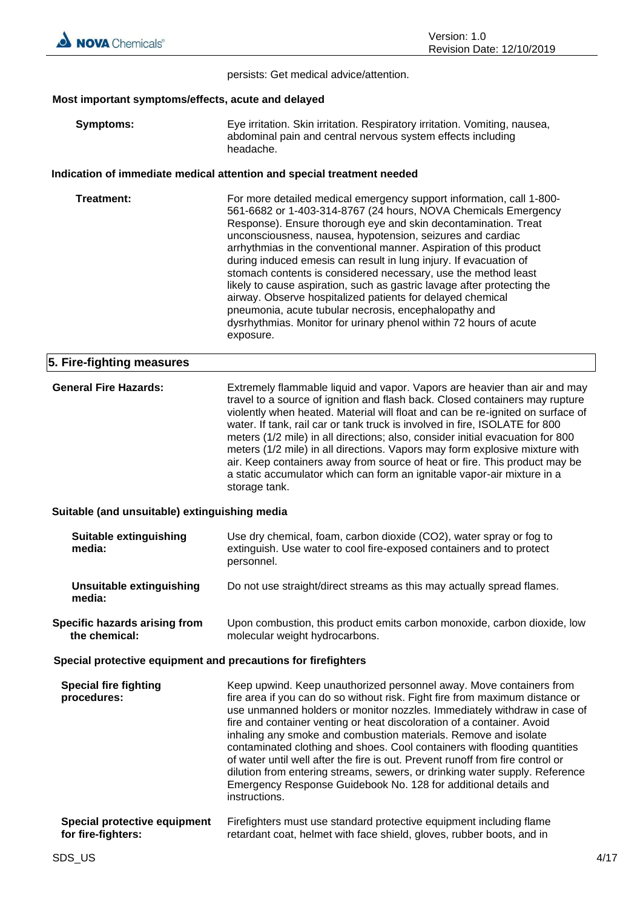persists: Get medical advice/attention.

**Most important symptoms/effects, acute and delayed**

**Symptoms:** Eye irritation. Skin irritation. Respiratory irritation. Vomiting, nausea, abdominal pain and central nervous system effects including headache.

**Indication of immediate medical attention and special treatment needed**

**Treatment:** For more detailed medical emergency support information, call 1-800-561-6682 or 1-403-314-8767 (24 hours, NOVA Chemicals Emergency Response). Ensure thorough eye and skin decontamination. Treat unconsciousness, nausea, hypotension, seizures and cardiac arrhythmias in the conventional manner. Aspiration of this product during induced emesis can result in lung injury. If evacuation of stomach contents is considered necessary, use the method least likely to cause aspiration, such as gastric lavage after protecting the airway. Observe hospitalized patients for delayed chemical pneumonia, acute tubular necrosis, encephalopathy and dysrhythmias. Monitor for urinary phenol within 72 hours of acute exposure.

## 5. Fire-fighting measures

**General Fire Hazards:** Extremely flammable liquid and vapor. Vapors are heavier than air and may travel to a source of ignition and flash back. Closed containers may rupture violently when heated. Material will float and can be re-ignited on surface of water. If tank, rail car or tank truck is involved in fire, ISOLATE for 800 meters (1/2 mile) in all directions; also, consider initial evacuation for 800 meters (1/2 mile) in all directions. Vapors may form explosive mixture with air. Keep containers away from source of heat or fire. This product may be a static accumulator which can form an ignitable vapor-air mixture in a storage tank.

**Suitable (and unsuitable) extinguishing media**

**Suitable extinguishing media:** Use dry chemical, foam, carbon dioxide ($CO_2$), water spray or fog to extinguish. Use water to cool fire-exposed containers and to protect personnel.

**Unsuitable extinguishing media:** Do not use straight/direct streams as this may actually spread flames.

**Specific hazards arising from the chemical:** Upon combustion, this product emits carbon monoxide, carbon dioxide, low molecular weight hydrocarbons.

**Special protective equipment and precautions for firefighters**

**Special fire fighting procedures:** Keep upwind. Keep unauthorized personnel away. Move containers from fire area if you can do so without risk. Fight fire from maximum distance or use unmanned holders or monitor nozzles. Immediately withdraw in case of fire and container venting or heat discoloration of a container. Avoid inhaling any smoke and combustion materials. Remove and isolate contaminated clothing and shoes. Cool containers with flooding quantities of water until well after the fire is out. Prevent runoff from fire control or dilution from entering streams, sewers, or drinking water supply. Reference Emergency Response Guidebook No. 128 for additional details and instructions.

**Special protective equipment for fire-fighters:** Firefighters must use standard protective equipment including flame retardant coat, helmet with face shield, gloves, rubber boots, and in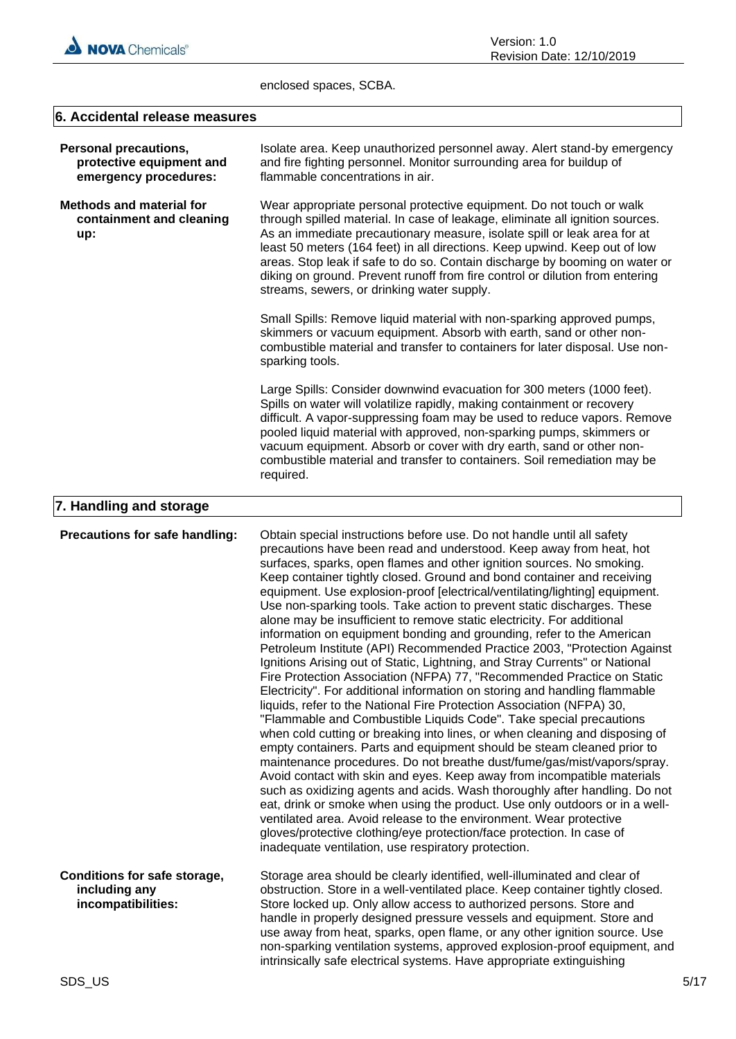enclosed spaces, SCBA.

## 6. Accidental release measures

**Personal precautions, protective equipment and emergency procedures:**

Isolate area. Keep unauthorized personnel away. Alert stand-by emergency and fire fighting personnel. Monitor surrounding area for buildup of flammable concentrations in air.

**Methods and material for containment and cleaning up:**

Wear appropriate personal protective equipment. Do not touch or walk through spilled material. In case of leakage, eliminate all ignition sources. As an immediate precautionary measure, isolate spill or leak area for at least 50 meters (164 feet) in all directions. Keep upwind. Keep out of low areas. Stop leak if safe to do so. Contain discharge by booming on water or diking on ground. Prevent runoff from fire control or dilution from entering streams, sewers, or drinking water supply.

Small Spills: Remove liquid material with non-sparking approved pumps, skimmers or vacuum equipment. Absorb with earth, sand or other non-combustible material and transfer to containers for later disposal. Use non-sparking tools.

Large Spills: Consider downwind evacuation for 300 meters (1000 feet). Spills on water will volatilize rapidly, making containment or recovery difficult. A vapor-suppressing foam may be used to reduce vapors. Remove pooled liquid material with approved, non-sparking pumps, skimmers or vacuum equipment. Absorb or cover with dry earth, sand or other non-combustible material and transfer to containers. Soil remediation may be required.

## 7. Handling and storage

**Precautions for safe handling:**

Obtain special instructions before use. Do not handle until all safety precautions have been read and understood. Keep away from heat, hot surfaces, sparks, open flames and other ignition sources. No smoking. Keep container tightly closed. Ground and bond container and receiving equipment. Use explosion-proof [electrical/ventilating/lighting] equipment. Use non-sparking tools. Take action to prevent static discharges. These alone may be insufficient to remove static electricity. For additional information on equipment bonding and grounding, refer to the American Petroleum Institute (API) Recommended Practice 2003, "Protection Against Ignitions Arising out of Static, Lightning, and Stray Currents" or National Fire Protection Association (NFPA) 77, "Recommended Practice on Static Electricity". For additional information on storing and handling flammable liquids, refer to the National Fire Protection Association (NFPA) 30, "Flammable and Combustible Liquids Code". Take special precautions when cold cutting or breaking into lines, or when cleaning and disposing of empty containers. Parts and equipment should be steam cleaned prior to maintenance procedures. Do not breathe dust/fume/gas/mist/vapors/spray. Avoid contact with skin and eyes. Keep away from incompatible materials such as oxidizing agents and acids. Wash thoroughly after handling. Do not eat, drink or smoke when using the product. Use only outdoors or in a well-ventilated area. Avoid release to the environment. Wear protective gloves/protective clothing/eye protection/face protection. In case of inadequate ventilation, use respiratory protection.

**Conditions for safe storage, including any incompatibilities:**

Storage area should be clearly identified, well-illuminated and clear of obstruction. Store in a well-ventilated place. Keep container tightly closed. Store locked up. Only allow access to authorized persons. Store and handle in properly designed pressure vessels and equipment. Store and use away from heat, sparks, open flame, or any other ignition source. Use non-sparking ventilation systems, approved explosion-proof equipment, and intrinsically safe electrical systems. Have appropriate extinguishing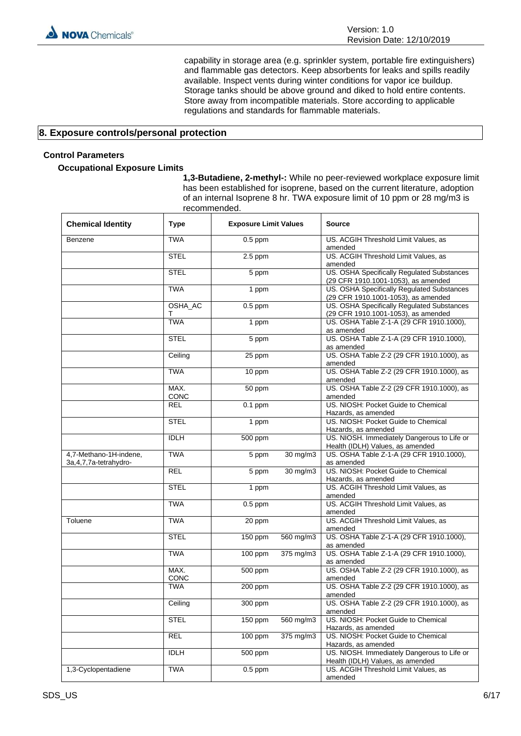capability in storage area (e.g. sprinkler system, portable fire extinguishers) and flammable gas detectors. Keep absorbents for leaks and spills readily available. Inspect vents during winter conditions for vapor ice buildup. Storage tanks should be above ground and diked to hold entire contents. Store away from incompatible materials. Store according to applicable regulations and standards for flammable materials.

## 8. Exposure controls/personal protection

### Control Parameters

#### Occupational Exposure Limits

**1,3-Butadiene, 2-methyl-:** While no peer-reviewed workplace exposure limit has been established for isoprene, based on the current literature, adoption of an internal Isoprene 8 hr. TWA exposure limit of 10 ppm or 28 mg/m3 is recommended.

| Chemical Identity | Type | Exposure Limit Values | | Source |
|---|---|---|---|---|
| Benzene | TWA | 0.5 ppm | | US. ACGIH Threshold Limit Values, as amended |
| | STEL | 2.5 ppm | | US. ACGIH Threshold Limit Values, as amended |
| | STEL | 5 ppm | | US. OSHA Specifically Regulated Substances (29 CFR 1910.1001-1053), as amended |
| | TWA | 1 ppm | | US. OSHA Specifically Regulated Substances (29 CFR 1910.1001-1053), as amended |
| | OSHA_ACT | 0.5 ppm | | US. OSHA Specifically Regulated Substances (29 CFR 1910.1001-1053), as amended |
| | TWA | 1 ppm | | US. OSHA Table Z-1-A (29 CFR 1910.1000), as amended |
| | STEL | 5 ppm | | US. OSHA Table Z-1-A (29 CFR 1910.1000), as amended |
| | Ceiling | 25 ppm | | US. OSHA Table Z-2 (29 CFR 1910.1000), as amended |
| | TWA | 10 ppm | | US. OSHA Table Z-2 (29 CFR 1910.1000), as amended |
| | MAX. CONC | 50 ppm | | US. OSHA Table Z-2 (29 CFR 1910.1000), as amended |
| | REL | 0.1 ppm | | US. NIOSH: Pocket Guide to Chemical Hazards, as amended |
| | STEL | 1 ppm | | US. NIOSH: Pocket Guide to Chemical Hazards, as amended |
| | IDLH | 500 ppm | | US. NIOSH. Immediately Dangerous to Life or Health (IDLH) Values, as amended |
| 4,7-Methano-1H-indene, 3a,4,7,7a-tetrahydro- | TWA | 5 ppm | 30 mg/m3 | US. OSHA Table Z-1-A (29 CFR 1910.1000), as amended |
| | REL | 5 ppm | 30 mg/m3 | US. NIOSH: Pocket Guide to Chemical Hazards, as amended |
| | STEL | 1 ppm | | US. ACGIH Threshold Limit Values, as amended |
| | TWA | 0.5 ppm | | US. ACGIH Threshold Limit Values, as amended |
| Toluene | TWA | 20 ppm | | US. ACGIH Threshold Limit Values, as amended |
| | STEL | 150 ppm | 560 mg/m3 | US. OSHA Table Z-1-A (29 CFR 1910.1000), as amended |
| | TWA | 100 ppm | 375 mg/m3 | US. OSHA Table Z-1-A (29 CFR 1910.1000), as amended |
| | MAX. CONC | 500 ppm | | US. OSHA Table Z-2 (29 CFR 1910.1000), as amended |
| | TWA | 200 ppm | | US. OSHA Table Z-2 (29 CFR 1910.1000), as amended |
| | Ceiling | 300 ppm | | US. OSHA Table Z-2 (29 CFR 1910.1000), as amended |
| | STEL | 150 ppm | 560 mg/m3 | US. NIOSH: Pocket Guide to Chemical Hazards, as amended |
| | REL | 100 ppm | 375 mg/m3 | US. NIOSH: Pocket Guide to Chemical Hazards, as amended |
| | IDLH | 500 ppm | | US. NIOSH. Immediately Dangerous to Life or Health (IDLH) Values, as amended |
| 1,3-Cyclopentadiene | TWA | 0.5 ppm | | US. ACGIH Threshold Limit Values, as amended |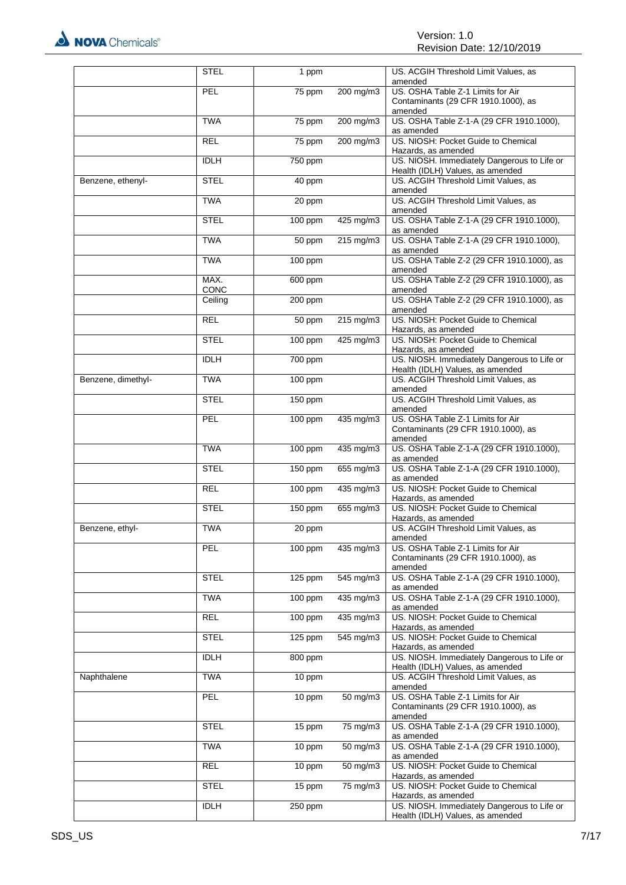|  | STEL | 1 ppm |  | US. ACGIH Threshold Limit Values, as amended |
|---|---|---|---|---|
|  | PEL | 75 ppm | 200 mg/m3 | US. OSHA Table Z-1 Limits for Air Contaminants (29 CFR 1910.1000), as amended |
|  | TWA | 75 ppm | 200 mg/m3 | US. OSHA Table Z-1-A (29 CFR 1910.1000), as amended |
|  | REL | 75 ppm | 200 mg/m3 | US. NIOSH: Pocket Guide to Chemical Hazards, as amended |
|  | IDLH | 750 ppm |  | US. NIOSH. Immediately Dangerous to Life or Health (IDLH) Values, as amended |
| Benzene, ethenyl- | STEL | 40 ppm |  | US. ACGIH Threshold Limit Values, as amended |
|  | TWA | 20 ppm |  | US. ACGIH Threshold Limit Values, as amended |
|  | STEL | 100 ppm | 425 mg/m3 | US. OSHA Table Z-1-A (29 CFR 1910.1000), as amended |
|  | TWA | 50 ppm | 215 mg/m3 | US. OSHA Table Z-1-A (29 CFR 1910.1000), as amended |
|  | TWA | 100 ppm |  | US. OSHA Table Z-2 (29 CFR 1910.1000), as amended |
|  | MAX. CONC | 600 ppm |  | US. OSHA Table Z-2 (29 CFR 1910.1000), as amended |
|  | Ceiling | 200 ppm |  | US. OSHA Table Z-2 (29 CFR 1910.1000), as amended |
|  | REL | 50 ppm | 215 mg/m3 | US. NIOSH: Pocket Guide to Chemical Hazards, as amended |
|  | STEL | 100 ppm | 425 mg/m3 | US. NIOSH: Pocket Guide to Chemical Hazards, as amended |
|  | IDLH | 700 ppm |  | US. NIOSH. Immediately Dangerous to Life or Health (IDLH) Values, as amended |
| Benzene, dimethyl- | TWA | 100 ppm |  | US. ACGIH Threshold Limit Values, as amended |
|  | STEL | 150 ppm |  | US. ACGIH Threshold Limit Values, as amended |
|  | PEL | 100 ppm | 435 mg/m3 | US. OSHA Table Z-1 Limits for Air Contaminants (29 CFR 1910.1000), as amended |
|  | TWA | 100 ppm | 435 mg/m3 | US. OSHA Table Z-1-A (29 CFR 1910.1000), as amended |
|  | STEL | 150 ppm | 655 mg/m3 | US. OSHA Table Z-1-A (29 CFR 1910.1000), as amended |
|  | REL | 100 ppm | 435 mg/m3 | US. NIOSH: Pocket Guide to Chemical Hazards, as amended |
|  | STEL | 150 ppm | 655 mg/m3 | US. NIOSH: Pocket Guide to Chemical Hazards, as amended |
| Benzene, ethyl- | TWA | 20 ppm |  | US. ACGIH Threshold Limit Values, as amended |
|  | PEL | 100 ppm | 435 mg/m3 | US. OSHA Table Z-1 Limits for Air Contaminants (29 CFR 1910.1000), as amended |
|  | STEL | 125 ppm | 545 mg/m3 | US. OSHA Table Z-1-A (29 CFR 1910.1000), as amended |
|  | TWA | 100 ppm | 435 mg/m3 | US. OSHA Table Z-1-A (29 CFR 1910.1000), as amended |
|  | REL | 100 ppm | 435 mg/m3 | US. NIOSH: Pocket Guide to Chemical Hazards, as amended |
|  | STEL | 125 ppm | 545 mg/m3 | US. NIOSH: Pocket Guide to Chemical Hazards, as amended |
|  | IDLH | 800 ppm |  | US. NIOSH. Immediately Dangerous to Life or Health (IDLH) Values, as amended |
| Naphthalene | TWA | 10 ppm |  | US. ACGIH Threshold Limit Values, as amended |
|  | PEL | 10 ppm | 50 mg/m3 | US. OSHA Table Z-1 Limits for Air Contaminants (29 CFR 1910.1000), as amended |
|  | STEL | 15 ppm | 75 mg/m3 | US. OSHA Table Z-1-A (29 CFR 1910.1000), as amended |
|  | TWA | 10 ppm | 50 mg/m3 | US. OSHA Table Z-1-A (29 CFR 1910.1000), as amended |
|  | REL | 10 ppm | 50 mg/m3 | US. NIOSH: Pocket Guide to Chemical Hazards, as amended |
|  | STEL | 15 ppm | 75 mg/m3 | US. NIOSH: Pocket Guide to Chemical Hazards, as amended |
|  | IDLH | 250 ppm |  | US. NIOSH. Immediately Dangerous to Life or Health (IDLH) Values, as amended |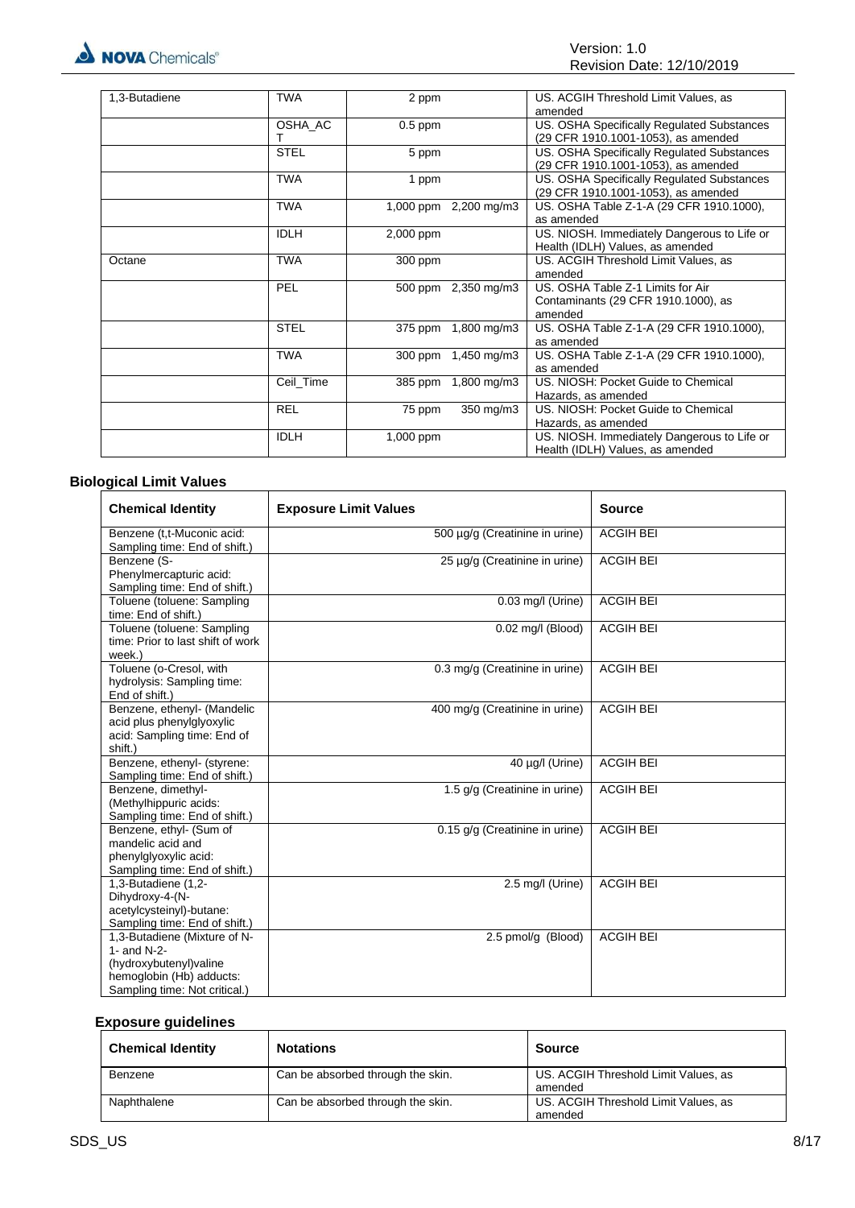| | | | | |
|---|---|---|---|---|
| 1,3-Butadiene | TWA | 2 ppm | | US. ACGIH Threshold Limit Values, as amended |
| | OSHA_ACT | 0.5 ppm | | US. OSHA Specifically Regulated Substances (29 CFR 1910.1001-1053), as amended |
| | STEL | 5 ppm | | US. OSHA Specifically Regulated Substances (29 CFR 1910.1001-1053), as amended |
| | TWA | 1 ppm | | US. OSHA Specifically Regulated Substances (29 CFR 1910.1001-1053), as amended |
| | TWA | 1,000 ppm | 2,200 mg/m3 | US. OSHA Table Z-1-A (29 CFR 1910.1000), as amended |
| | IDLH | 2,000 ppm | | US. NIOSH. Immediately Dangerous to Life or Health (IDLH) Values, as amended |
| Octane | TWA | 300 ppm | | US. ACGIH Threshold Limit Values, as amended |
| | PEL | 500 ppm | 2,350 mg/m3 | US. OSHA Table Z-1 Limits for Air Contaminants (29 CFR 1910.1000), as amended |
| | STEL | 375 ppm | 1,800 mg/m3 | US. OSHA Table Z-1-A (29 CFR 1910.1000), as amended |
| | TWA | 300 ppm | 1,450 mg/m3 | US. OSHA Table Z-1-A (29 CFR 1910.1000), as amended |
| | Ceil_Time | 385 ppm | 1,800 mg/m3 | US. NIOSH: Pocket Guide to Chemical Hazards, as amended |
| | REL | 75 ppm | 350 mg/m3 | US. NIOSH: Pocket Guide to Chemical Hazards, as amended |
| | IDLH | 1,000 ppm | | US. NIOSH. Immediately Dangerous to Life or Health (IDLH) Values, as amended |

## Biological Limit Values

| Chemical Identity | Exposure Limit Values | Source |
|---|---|---|
| Benzene (t,t-Muconic acid: Sampling time: End of shift.) | 500 µg/g (Creatinine in urine) | ACGIH BEI |
| Benzene (S-Phenylmercapturic acid: Sampling time: End of shift.) | 25 µg/g (Creatinine in urine) | ACGIH BEI |
| Toluene (toluene: Sampling time: End of shift.) | 0.03 mg/l (Urine) | ACGIH BEI |
| Toluene (toluene: Sampling time: Prior to last shift of work week.) | 0.02 mg/l (Blood) | ACGIH BEI |
| Toluene (o-Cresol, with hydrolysis: Sampling time: End of shift.) | 0.3 mg/g (Creatinine in urine) | ACGIH BEI |
| Benzene, ethenyl- (Mandelic acid plus phenylglyoxylic acid: Sampling time: End of shift.) | 400 mg/g (Creatinine in urine) | ACGIH BEI |
| Benzene, ethenyl- (styrene: Sampling time: End of shift.) | 40 µg/l (Urine) | ACGIH BEI |
| Benzene, dimethyl- (Methylhippuric acids: Sampling time: End of shift.) | 1.5 g/g (Creatinine in urine) | ACGIH BEI |
| Benzene, ethyl- (Sum of mandelic acid and phenylglyoxylic acid: Sampling time: End of shift.) | 0.15 g/g (Creatinine in urine) | ACGIH BEI |
| 1,3-Butadiene (1,2-Dihydroxy-4-(N-acetylcysteinyl)-butane: Sampling time: End of shift.) | 2.5 mg/l (Urine) | ACGIH BEI |
| 1,3-Butadiene (Mixture of N-1- and N-2-(hydroxybutenyl)valine hemoglobin (Hb) adducts: Sampling time: Not critical.) | 2.5 pmol/g (Blood) | ACGIH BEI |

## Exposure guidelines

| Chemical Identity | Notations | Source |
|---|---|---|
| Benzene | Can be absorbed through the skin. | US. ACGIH Threshold Limit Values, as amended |
| Naphthalene | Can be absorbed through the skin. | US. ACGIH Threshold Limit Values, as amended |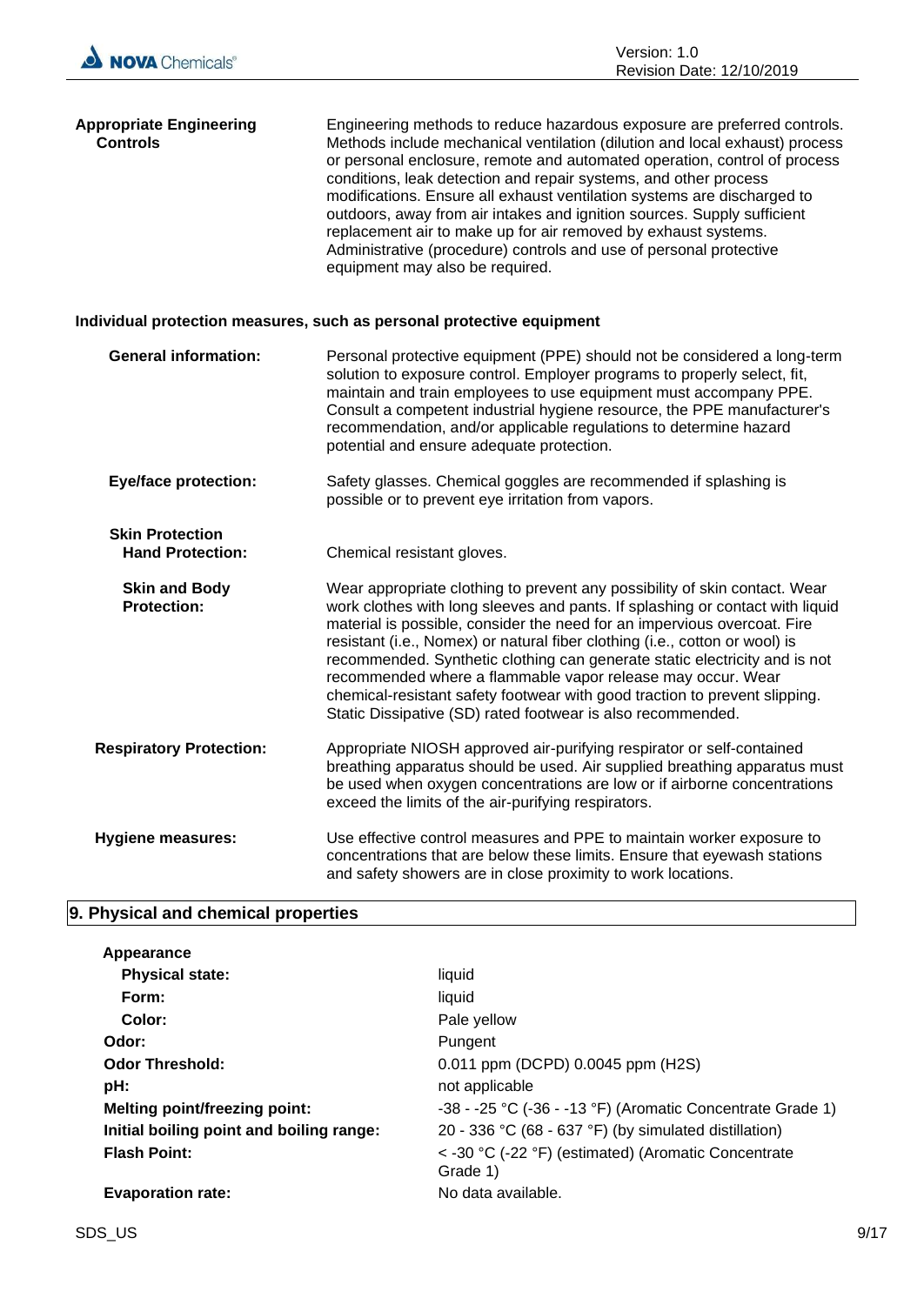**Appropriate Engineering Controls**

Engineering methods to reduce hazardous exposure are preferred controls. Methods include mechanical ventilation (dilution and local exhaust) process or personal enclosure, remote and automated operation, control of process conditions, leak detection and repair systems, and other process modifications. Ensure all exhaust ventilation systems are discharged to outdoors, away from air intakes and ignition sources. Supply sufficient replacement air to make up for air removed by exhaust systems. Administrative (procedure) controls and use of personal protective equipment may also be required.

**Individual protection measures, such as personal protective equipment**

**General information:** Personal protective equipment (PPE) should not be considered a long-term solution to exposure control. Employer programs to properly select, fit, maintain and train employees to use equipment must accompany PPE. Consult a competent industrial hygiene resource, the PPE manufacturer's recommendation, and/or applicable regulations to determine hazard potential and ensure adequate protection.

**Eye/face protection:** Safety glasses. Chemical goggles are recommended if splashing is possible or to prevent eye irritation from vapors.

**Skin Protection**

**Hand Protection:** Chemical resistant gloves.

**Skin and Body Protection:** Wear appropriate clothing to prevent any possibility of skin contact. Wear work clothes with long sleeves and pants. If splashing or contact with liquid material is possible, consider the need for an impervious overcoat. Fire resistant (i.e., Nomex) or natural fiber clothing (i.e., cotton or wool) is recommended. Synthetic clothing can generate static electricity and is not recommended where a flammable vapor release may occur. Wear chemical-resistant safety footwear with good traction to prevent slipping. Static Dissipative (SD) rated footwear is also recommended.

**Respiratory Protection:** Appropriate NIOSH approved air-purifying respirator or self-contained breathing apparatus should be used. Air supplied breathing apparatus must be used when oxygen concentrations are low or if airborne concentrations exceed the limits of the air-purifying respirators.

**Hygiene measures:** Use effective control measures and PPE to maintain worker exposure to concentrations that are below these limits. Ensure that eyewash stations and safety showers are in close proximity to work locations.

## 9. Physical and chemical properties

**Appearance**

| | |
|---|---|
| **Physical state:** | liquid |
| **Form:** | liquid |
| **Color:** | Pale yellow |
| **Odor:** | Pungent |
| **Odor Threshold:** | 0.011 ppm (DCPD) 0.0045 ppm ($H_2S$) |
| **pH:** | not applicable |
| **Melting point/freezing point:** | -38 - -25 °C (-36 - -13 °F) (Aromatic Concentrate Grade 1) |
| **Initial boiling point and boiling range:** | 20 - 336 °C (68 - 637 °F) (by simulated distillation) |
| **Flash Point:** | < -30 °C (-22 °F) (estimated) (Aromatic Concentrate Grade 1) |
| **Evaporation rate:** | No data available. |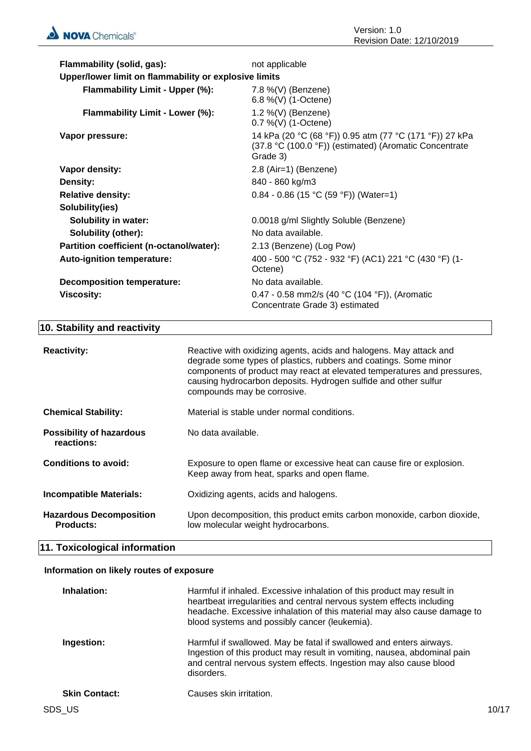| | |
|---|---|
| **Flammability (solid, gas):** | not applicable |
| **Upper/lower limit on flammability or explosive limits** | |
| **Flammability Limit - Upper (%):** | 7.8 %(V) (Benzene)<br>6.8 %(V) (1-Octene) |
| **Flammability Limit - Lower (%):** | 1.2 %(V) (Benzene)<br>0.7 %(V) (1-Octene) |
| **Vapor pressure:** | 14 kPa (20 °C (68 °F)) 0.95 atm (77 °C (171 °F)) 27 kPa (37.8 °C (100.0 °F)) (estimated) (Aromatic Concentrate Grade 3) |
| **Vapor density:** | 2.8 (Air=1) (Benzene) |
| **Density:** | 840 - 860 kg/m3 |
| **Relative density:** | 0.84 - 0.86 (15 °C (59 °F)) (Water=1) |
| **Solubility(ies)** | |
| **Solubility in water:** | 0.0018 g/ml Slightly Soluble (Benzene) |
| **Solubility (other):** | No data available. |
| **Partition coefficient (n-octanol/water):** | 2.13 (Benzene) (Log Pow) |
| **Auto-ignition temperature:** | 400 - 500 °C (752 - 932 °F) (AC1) 221 °C (430 °F) (1-Octene) |
| **Decomposition temperature:** | No data available. |
| **Viscosity:** | 0.47 - 0.58 mm2/s (40 °C (104 °F)), (Aromatic Concentrate Grade 3) estimated |

## 10. Stability and reactivity

**Reactivity:** Reactive with oxidizing agents, acids and halogens. May attack and degrade some types of plastics, rubbers and coatings. Some minor components of product may react at elevated temperatures and pressures, causing hydrocarbon deposits. Hydrogen sulfide and other sulfur compounds may be corrosive.

**Chemical Stability:** Material is stable under normal conditions.

**Possibility of hazardous reactions:** No data available.

**Conditions to avoid:** Exposure to open flame or excessive heat can cause fire or explosion. Keep away from heat, sparks and open flame.

**Incompatible Materials:** Oxidizing agents, acids and halogens.

**Hazardous Decomposition Products:** Upon decomposition, this product emits carbon monoxide, carbon dioxide, low molecular weight hydrocarbons.

## 11. Toxicological information

### Information on likely routes of exposure

**Inhalation:** Harmful if inhaled. Excessive inhalation of this product may result in heartbeat irregularities and central nervous system effects including headache. Excessive inhalation of this material may also cause damage to blood systems and possibly cancer (leukemia).

**Ingestion:** Harmful if swallowed. May be fatal if swallowed and enters airways. Ingestion of this product may result in vomiting, nausea, abdominal pain and central nervous system effects. Ingestion may also cause blood disorders.

**Skin Contact:** Causes skin irritation.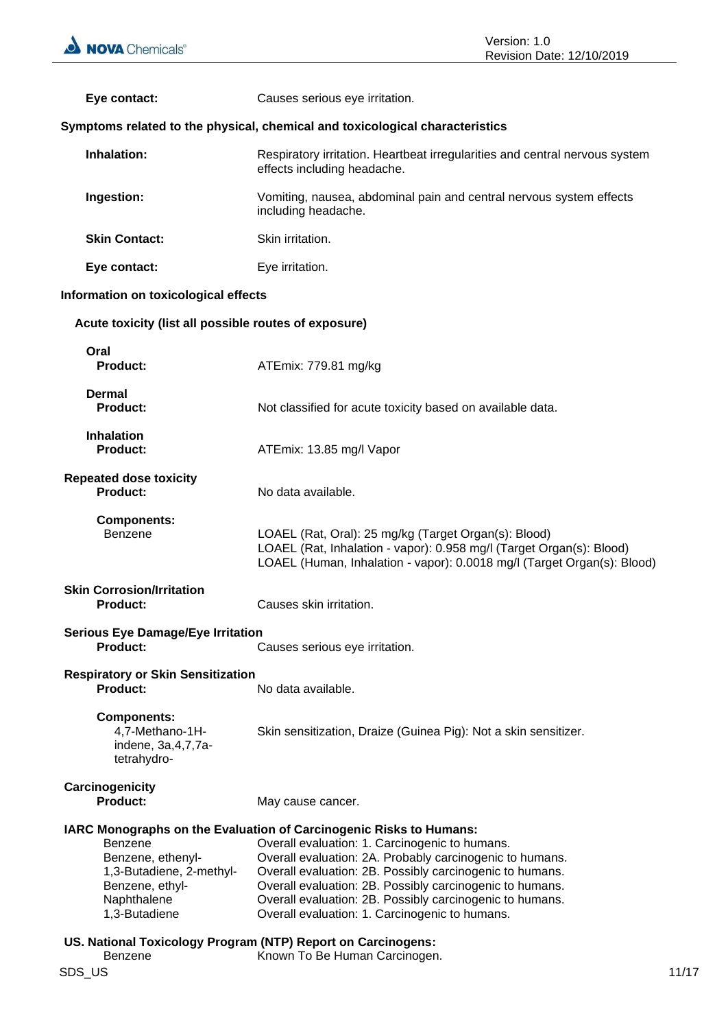**Eye contact:** Causes serious eye irritation.

**Symptoms related to the physical, chemical and toxicological characteristics**

**Inhalation:** Respiratory irritation. Heartbeat irregularities and central nervous system effects including headache.

**Ingestion:** Vomiting, nausea, abdominal pain and central nervous system effects including headache.

**Skin Contact:** Skin irritation.

**Eye contact:** Eye irritation.

**Information on toxicological effects**

**Acute toxicity (list all possible routes of exposure)**

**Oral**
**Product:** ATEmix: 779.81 mg/kg

**Dermal**
**Product:** Not classified for acute toxicity based on available data.

**Inhalation**
**Product:** ATEmix: 13.85 mg/l Vapor

**Repeated dose toxicity**
**Product:** No data available.

**Components:**

Benzene
LOAEL (Rat, Oral): 25 mg/kg (Target Organ(s): Blood)
LOAEL (Rat, Inhalation - vapor): 0.958 mg/l (Target Organ(s): Blood)
LOAEL (Human, Inhalation - vapor): 0.0018 mg/l (Target Organ(s): Blood)

**Skin Corrosion/Irritation**
**Product:** Causes skin irritation.

**Serious Eye Damage/Eye Irritation**
**Product:** Causes serious eye irritation.

**Respiratory or Skin Sensitization**
**Product:** No data available.

**Components:**

4,7-Methano-1H-indene, 3a,4,7,7a-tetrahydro- — Skin sensitization, Draize (Guinea Pig): Not a skin sensitizer.

**Carcinogenicity**
**Product:** May cause cancer.

**IARC Monographs on the Evaluation of Carcinogenic Risks to Humans:**

| Component | Evaluation |
|---|---|
| Benzene | Overall evaluation: 1. Carcinogenic to humans. |
| Benzene, ethenyl- | Overall evaluation: 2A. Probably carcinogenic to humans. |
| 1,3-Butadiene, 2-methyl- | Overall evaluation: 2B. Possibly carcinogenic to humans. |
| Benzene, ethyl- | Overall evaluation: 2B. Possibly carcinogenic to humans. |
| Naphthalene | Overall evaluation: 2B. Possibly carcinogenic to humans. |
| 1,3-Butadiene | Overall evaluation: 1. Carcinogenic to humans. |

**US. National Toxicology Program (NTP) Report on Carcinogens:**

Benzene — Known To Be Human Carcinogen.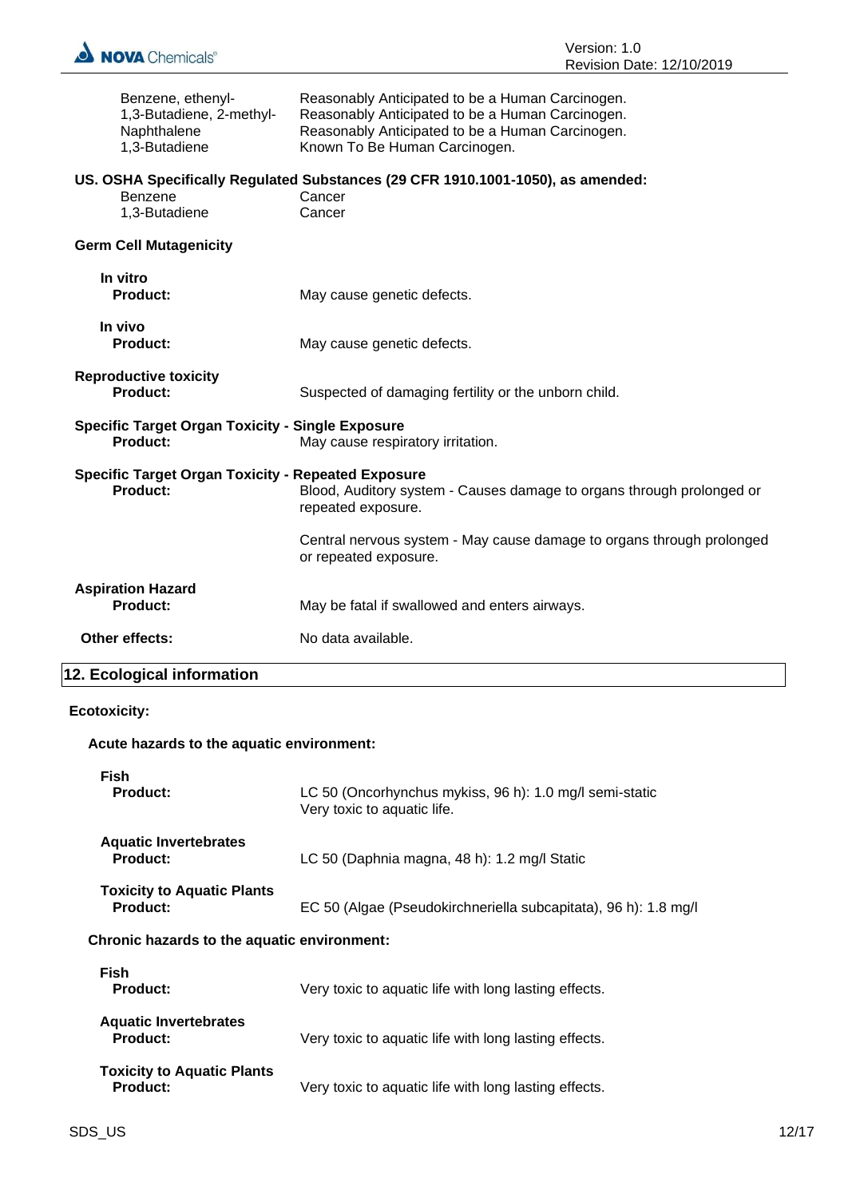| | |
|---|---|
| Benzene, ethenyl- | Reasonably Anticipated to be a Human Carcinogen. |
| 1,3-Butadiene, 2-methyl- | Reasonably Anticipated to be a Human Carcinogen. |
| Naphthalene | Reasonably Anticipated to be a Human Carcinogen. |
| 1,3-Butadiene | Known To Be Human Carcinogen. |

**US. OSHA Specifically Regulated Substances (29 CFR 1910.1001-1050), as amended:**

| | |
|---|---|
| Benzene | Cancer |
| 1,3-Butadiene | Cancer |

**Germ Cell Mutagenicity**

**In vitro**
**Product:** May cause genetic defects.

**In vivo**
**Product:** May cause genetic defects.

**Reproductive toxicity**
**Product:** Suspected of damaging fertility or the unborn child.

**Specific Target Organ Toxicity - Single Exposure**
**Product:** May cause respiratory irritation.

**Specific Target Organ Toxicity - Repeated Exposure**
**Product:** Blood, Auditory system - Causes damage to organs through prolonged or repeated exposure.

Central nervous system - May cause damage to organs through prolonged or repeated exposure.

**Aspiration Hazard**
**Product:** May be fatal if swallowed and enters airways.

**Other effects:** No data available.

## 12. Ecological information

**Ecotoxicity:**

**Acute hazards to the aquatic environment:**

**Fish**
**Product:** LC 50 (Oncorhynchus mykiss, 96 h): 1.0 mg/l semi-static
Very toxic to aquatic life.

**Aquatic Invertebrates**
**Product:** LC 50 (Daphnia magna, 48 h): 1.2 mg/l Static

**Toxicity to Aquatic Plants**
**Product:** EC 50 (Algae (Pseudokirchneriella subcapitata), 96 h): 1.8 mg/l

**Chronic hazards to the aquatic environment:**

**Fish**
**Product:** Very toxic to aquatic life with long lasting effects.

**Aquatic Invertebrates**
**Product:** Very toxic to aquatic life with long lasting effects.

**Toxicity to Aquatic Plants**
**Product:** Very toxic to aquatic life with long lasting effects.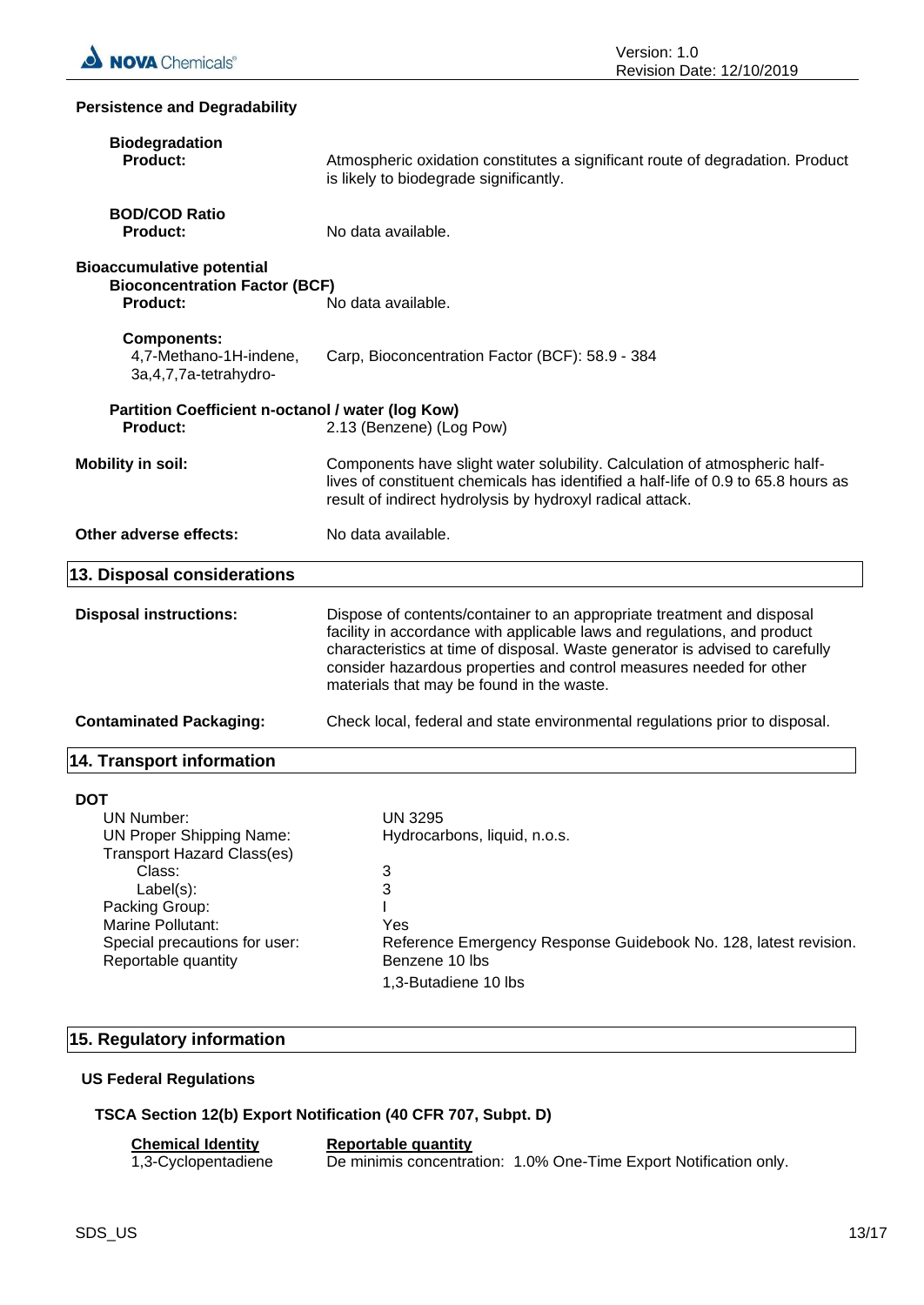### Persistence and Degradability

**Biodegradation**

**Product:** Atmospheric oxidation constitutes a significant route of degradation. Product is likely to biodegrade significantly.

**BOD/COD Ratio**

**Product:** No data available.

### Bioaccumulative potential

**Bioconcentration Factor (BCF)**

**Product:** No data available.

**Components:**

4,7-Methano-1H-indene, 3a,4,7,7a-tetrahydro-: Carp, Bioconcentration Factor (BCF): 58.9 - 384

**Partition Coefficient n-octanol / water (log Kow)**

**Product:** 2.13 (Benzene) (Log Pow)

**Mobility in soil:** Components have slight water solubility. Calculation of atmospheric half-lives of constituent chemicals has identified a half-life of 0.9 to 65.8 hours as result of indirect hydrolysis by hydroxyl radical attack.

**Other adverse effects:** No data available.

## 13. Disposal considerations

**Disposal instructions:** Dispose of contents/container to an appropriate treatment and disposal facility in accordance with applicable laws and regulations, and product characteristics at time of disposal. Waste generator is advised to carefully consider hazardous properties and control measures needed for other materials that may be found in the waste.

**Contaminated Packaging:** Check local, federal and state environmental regulations prior to disposal.

## 14. Transport information

**DOT**

- UN Number: UN 3295
- UN Proper Shipping Name: Hydrocarbons, liquid, n.o.s.
- Transport Hazard Class(es)
  - Class: 3
  - Label(s): 3
- Packing Group: I
- Marine Pollutant: Yes
- Special precautions for user: Reference Emergency Response Guidebook No. 128, latest revision.
- Reportable quantity: Benzene 10 lbs
  
  1,3-Butadiene 10 lbs

## 15. Regulatory information

### US Federal Regulations

**TSCA Section 12(b) Export Notification (40 CFR 707, Subpt. D)**

| Chemical Identity | Reportable quantity |
|---|---|
| 1,3-Cyclopentadiene | De minimis concentration: 1.0% One-Time Export Notification only. |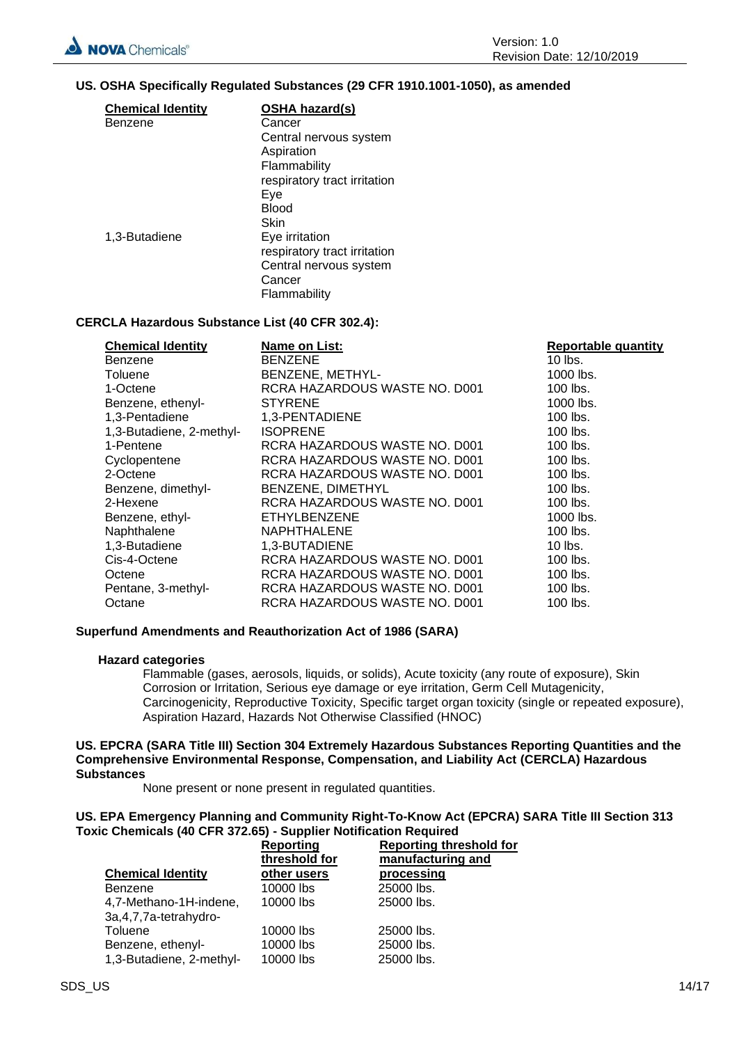### US. OSHA Specifically Regulated Substances (29 CFR 1910.1001-1050), as amended

| Chemical Identity | OSHA hazard(s) |
| --- | --- |
| Benzene | Cancer<br>Central nervous system<br>Aspiration<br>Flammability<br>respiratory tract irritation<br>Eye<br>Blood<br>Skin |
| 1,3-Butadiene | Eye irritation<br>respiratory tract irritation<br>Central nervous system<br>Cancer<br>Flammability |

### CERCLA Hazardous Substance List (40 CFR 302.4):

| Chemical Identity | Name on List: | Reportable quantity |
| --- | --- | --- |
| Benzene | BENZENE | 10 lbs. |
| Toluene | BENZENE, METHYL- | 1000 lbs. |
| 1-Octene | RCRA HAZARDOUS WASTE NO. D001 | 100 lbs. |
| Benzene, ethenyl- | STYRENE | 1000 lbs. |
| 1,3-Pentadiene | 1,3-PENTADIENE | 100 lbs. |
| 1,3-Butadiene, 2-methyl- | ISOPRENE | 100 lbs. |
| 1-Pentene | RCRA HAZARDOUS WASTE NO. D001 | 100 lbs. |
| Cyclopentene | RCRA HAZARDOUS WASTE NO. D001 | 100 lbs. |
| 2-Octene | RCRA HAZARDOUS WASTE NO. D001 | 100 lbs. |
| Benzene, dimethyl- | BENZENE, DIMETHYL | 100 lbs. |
| 2-Hexene | RCRA HAZARDOUS WASTE NO. D001 | 100 lbs. |
| Benzene, ethyl- | ETHYLBENZENE | 1000 lbs. |
| Naphthalene | NAPHTHALENE | 100 lbs. |
| 1,3-Butadiene | 1,3-BUTADIENE | 10 lbs. |
| Cis-4-Octene | RCRA HAZARDOUS WASTE NO. D001 | 100 lbs. |
| Octene | RCRA HAZARDOUS WASTE NO. D001 | 100 lbs. |
| Pentane, 3-methyl- | RCRA HAZARDOUS WASTE NO. D001 | 100 lbs. |
| Octane | RCRA HAZARDOUS WASTE NO. D001 | 100 lbs. |

### Superfund Amendments and Reauthorization Act of 1986 (SARA)

**Hazard categories**

Flammable (gases, aerosols, liquids, or solids), Acute toxicity (any route of exposure), Skin Corrosion or Irritation, Serious eye damage or eye irritation, Germ Cell Mutagenicity, Carcinogenicity, Reproductive Toxicity, Specific target organ toxicity (single or repeated exposure), Aspiration Hazard, Hazards Not Otherwise Classified (HNOC)

### US. EPCRA (SARA Title III) Section 304 Extremely Hazardous Substances Reporting Quantities and the Comprehensive Environmental Response, Compensation, and Liability Act (CERCLA) Hazardous Substances

None present or none present in regulated quantities.

### US. EPA Emergency Planning and Community Right-To-Know Act (EPCRA) SARA Title III Section 313 Toxic Chemicals (40 CFR 372.65) - Supplier Notification Required

| Chemical Identity | Reporting threshold for other users | Reporting threshold for manufacturing and processing |
| --- | --- | --- |
| Benzene | 10000 lbs | 25000 lbs. |
| 4,7-Methano-1H-indene, 3a,4,7,7a-tetrahydro- | 10000 lbs | 25000 lbs. |
| Toluene | 10000 lbs | 25000 lbs. |
| Benzene, ethenyl- | 10000 lbs | 25000 lbs. |
| 1,3-Butadiene, 2-methyl- | 10000 lbs | 25000 lbs. |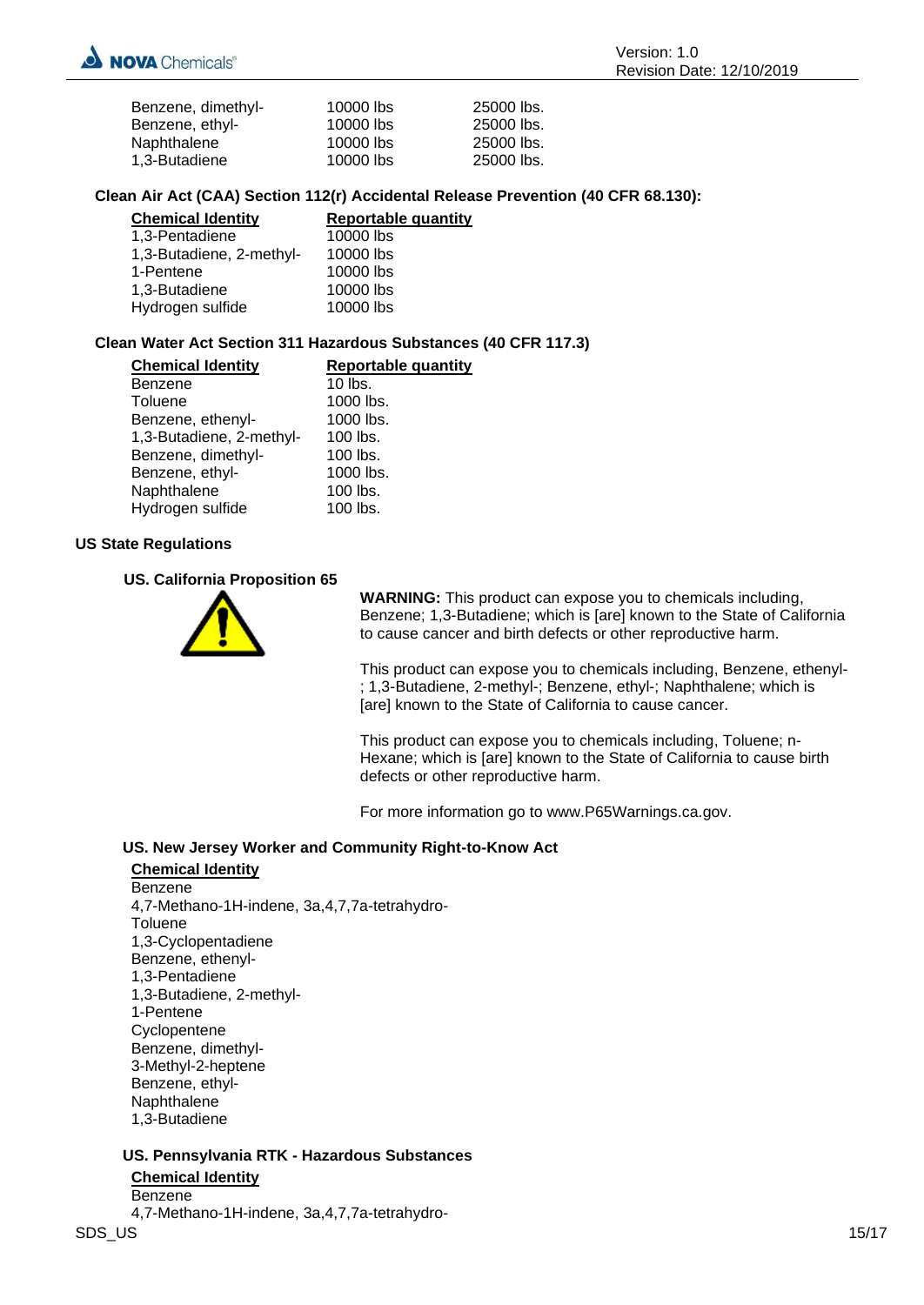| | | |
|---|---|---|
| Benzene, dimethyl- | 10000 lbs | 25000 lbs. |
| Benzene, ethyl- | 10000 lbs | 25000 lbs. |
| Naphthalene | 10000 lbs | 25000 lbs. |
| 1,3-Butadiene | 10000 lbs | 25000 lbs. |

**Clean Air Act (CAA) Section 112(r) Accidental Release Prevention (40 CFR 68.130):**

| Chemical Identity | Reportable quantity |
|---|---|
| 1,3-Pentadiene | 10000 lbs |
| 1,3-Butadiene, 2-methyl- | 10000 lbs |
| 1-Pentene | 10000 lbs |
| 1,3-Butadiene | 10000 lbs |
| Hydrogen sulfide | 10000 lbs |

**Clean Water Act Section 311 Hazardous Substances (40 CFR 117.3)**

| Chemical Identity | Reportable quantity |
|---|---|
| Benzene | 10 lbs. |
| Toluene | 1000 lbs. |
| Benzene, ethenyl- | 1000 lbs. |
| 1,3-Butadiene, 2-methyl- | 100 lbs. |
| Benzene, dimethyl- | 100 lbs. |
| Benzene, ethyl- | 1000 lbs. |
| Naphthalene | 100 lbs. |
| Hydrogen sulfide | 100 lbs. |

**US State Regulations**

**US. California Proposition 65**

**WARNING:** This product can expose you to chemicals including, Benzene; 1,3-Butadiene; which is [are] known to the State of California to cause cancer and birth defects or other reproductive harm.

This product can expose you to chemicals including, Benzene, ethenyl-; 1,3-Butadiene, 2-methyl-; Benzene, ethyl-; Naphthalene; which is [are] known to the State of California to cause cancer.

This product can expose you to chemicals including, Toluene; n-Hexane; which is [are] known to the State of California to cause birth defects or other reproductive harm.

For more information go to www.P65Warnings.ca.gov.

**US. New Jersey Worker and Community Right-to-Know Act**

**Chemical Identity**

Benzene
4,7-Methano-1H-indene, 3a,4,7,7a-tetrahydro-
Toluene
1,3-Cyclopentadiene
Benzene, ethenyl-
1,3-Pentadiene
1,3-Butadiene, 2-methyl-
1-Pentene
Cyclopentene
Benzene, dimethyl-
3-Methyl-2-heptene
Benzene, ethyl-
Naphthalene
1,3-Butadiene

**US. Pennsylvania RTK - Hazardous Substances**

**Chemical Identity**

Benzene
4,7-Methano-1H-indene, 3a,4,7,7a-tetrahydro-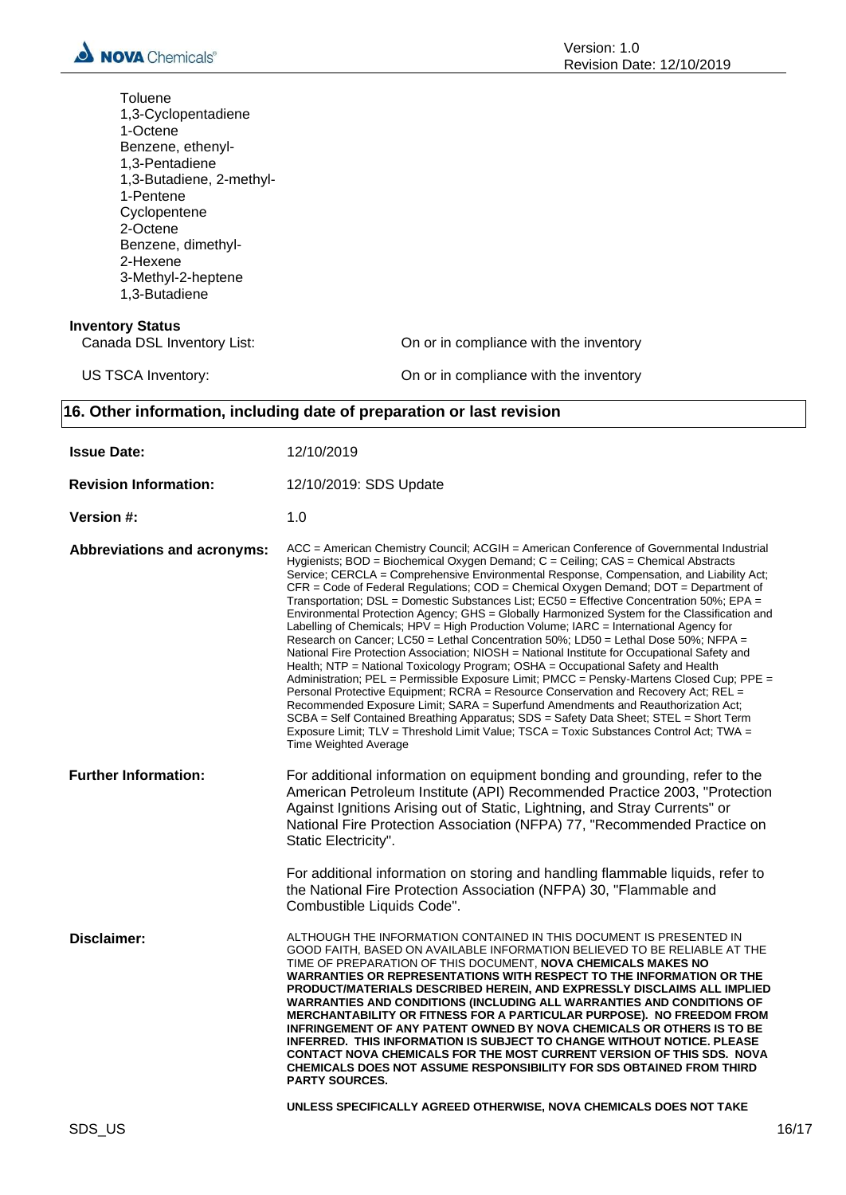Toluene
1,3-Cyclopentadiene
1-Octene
Benzene, ethenyl-
1,3-Pentadiene
1,3-Butadiene, 2-methyl-
1-Pentene
Cyclopentene
2-Octene
Benzene, dimethyl-
2-Hexene
3-Methyl-2-heptene
1,3-Butadiene

**Inventory Status**

| | |
|---|---|
| Canada DSL Inventory List: | On or in compliance with the inventory |
| US TSCA Inventory: | On or in compliance with the inventory |

## 16. Other information, including date of preparation or last revision

**Issue Date:** 12/10/2019

**Revision Information:** 12/10/2019: SDS Update

**Version #:** 1.0

**Abbreviations and acronyms:** ACC = American Chemistry Council; ACGIH = American Conference of Governmental Industrial Hygienists; BOD = Biochemical Oxygen Demand; C = Ceiling; CAS = Chemical Abstracts Service; CERCLA = Comprehensive Environmental Response, Compensation, and Liability Act; CFR = Code of Federal Regulations; COD = Chemical Oxygen Demand; DOT = Department of Transportation; DSL = Domestic Substances List; EC50 = Effective Concentration 50%; EPA = Environmental Protection Agency; GHS = Globally Harmonized System for the Classification and Labelling of Chemicals; HPV = High Production Volume; IARC = International Agency for Research on Cancer; LC50 = Lethal Concentration 50%; LD50 = Lethal Dose 50%; NFPA = National Fire Protection Association; NIOSH = National Institute for Occupational Safety and Health; NTP = National Toxicology Program; OSHA = Occupational Safety and Health Administration; PEL = Permissible Exposure Limit; PMCC = Pensky-Martens Closed Cup; PPE = Personal Protective Equipment; RCRA = Resource Conservation and Recovery Act; REL = Recommended Exposure Limit; SARA = Superfund Amendments and Reauthorization Act; SCBA = Self Contained Breathing Apparatus; SDS = Safety Data Sheet; STEL = Short Term Exposure Limit; TLV = Threshold Limit Value; TSCA = Toxic Substances Control Act; TWA = Time Weighted Average

**Further Information:** For additional information on equipment bonding and grounding, refer to the American Petroleum Institute (API) Recommended Practice 2003, "Protection Against Ignitions Arising out of Static, Lightning, and Stray Currents" or National Fire Protection Association (NFPA) 77, "Recommended Practice on Static Electricity".

For additional information on storing and handling flammable liquids, refer to the National Fire Protection Association (NFPA) 30, "Flammable and Combustible Liquids Code".

**Disclaimer:** ALTHOUGH THE INFORMATION CONTAINED IN THIS DOCUMENT IS PRESENTED IN GOOD FAITH, BASED ON AVAILABLE INFORMATION BELIEVED TO BE RELIABLE AT THE TIME OF PREPARATION OF THIS DOCUMENT, **NOVA CHEMICALS MAKES NO WARRANTIES OR REPRESENTATIONS WITH RESPECT TO THE INFORMATION OR THE PRODUCT/MATERIALS DESCRIBED HEREIN, AND EXPRESSLY DISCLAIMS ALL IMPLIED WARRANTIES AND CONDITIONS (INCLUDING ALL WARRANTIES AND CONDITIONS OF MERCHANTABILITY OR FITNESS FOR A PARTICULAR PURPOSE). NO FREEDOM FROM INFRINGEMENT OF ANY PATENT OWNED BY NOVA CHEMICALS OR OTHERS IS TO BE INFERRED. THIS INFORMATION IS SUBJECT TO CHANGE WITHOUT NOTICE. PLEASE CONTACT NOVA CHEMICALS FOR THE MOST CURRENT VERSION OF THIS SDS. NOVA CHEMICALS DOES NOT ASSUME RESPONSIBILITY FOR SDS OBTAINED FROM THIRD PARTY SOURCES.**

**UNLESS SPECIFICALLY AGREED OTHERWISE, NOVA CHEMICALS DOES NOT TAKE**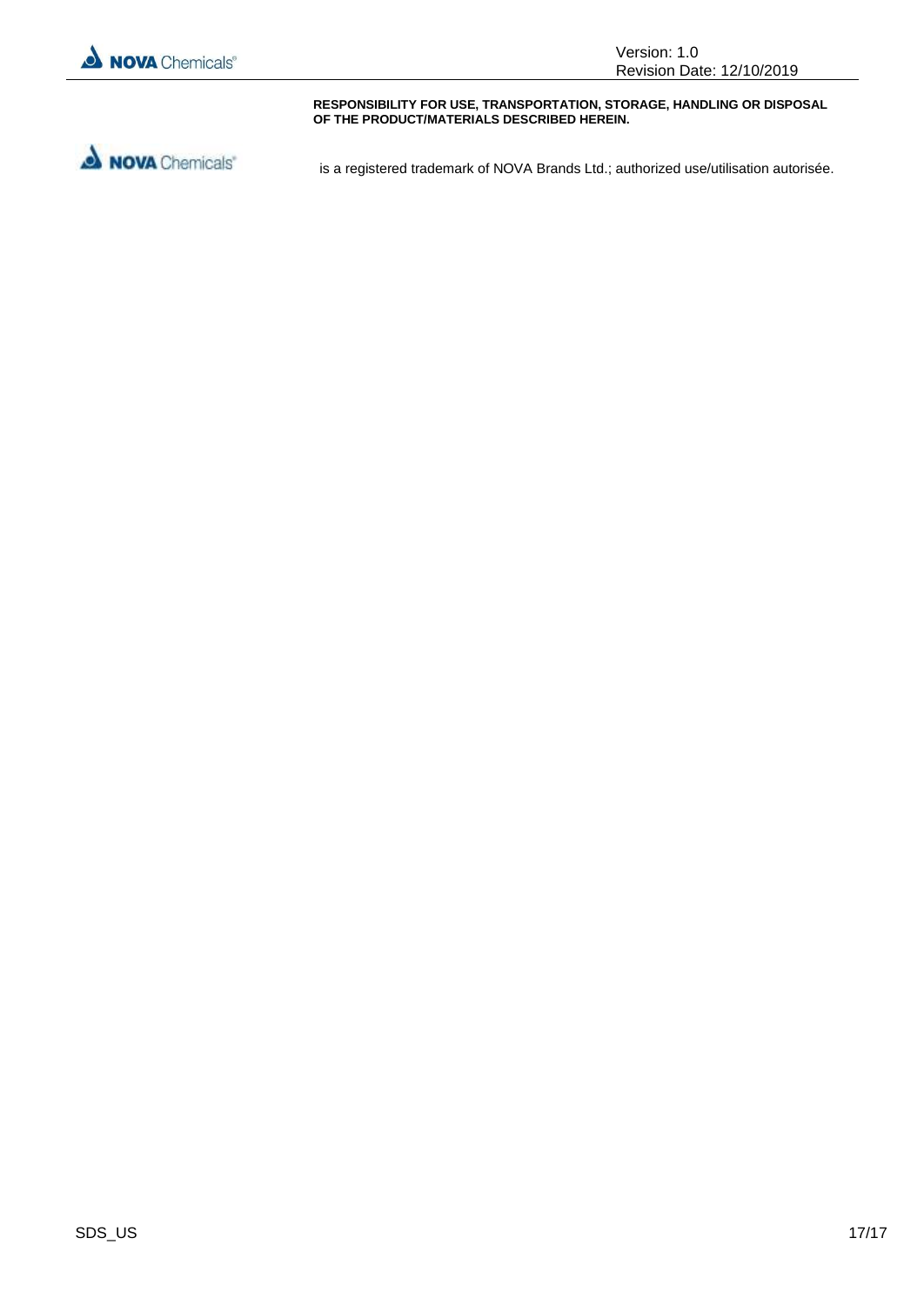**RESPONSIBILITY FOR USE, TRANSPORTATION, STORAGE, HANDLING OR DISPOSAL OF THE PRODUCT/MATERIALS DESCRIBED HEREIN.**

NOVA Chemicals® is a registered trademark of NOVA Brands Ltd.; authorized use/utilisation autorisée.